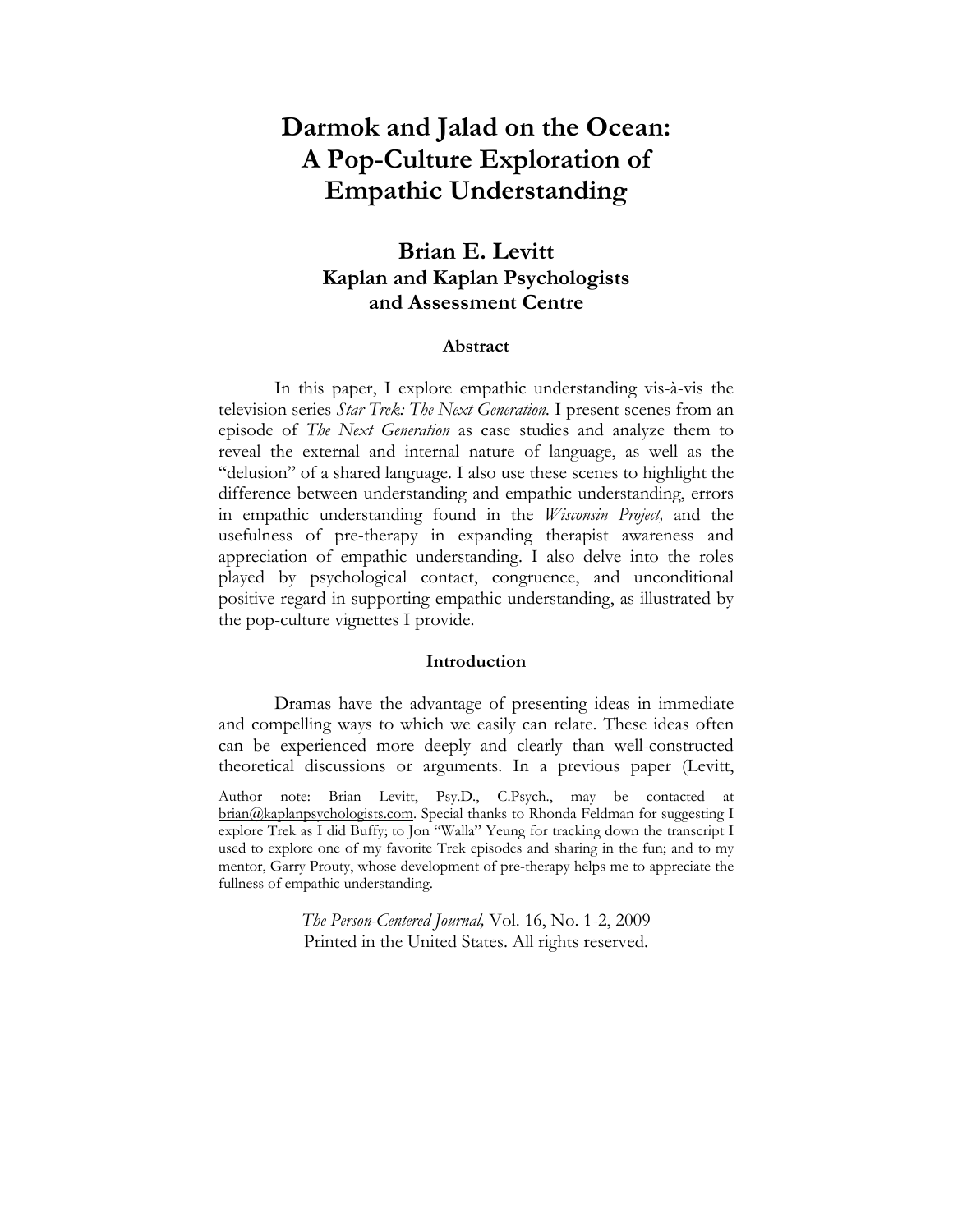# Darmok and Jalad on the Ocean: A Pop-Culture Exploration of Empathic Understanding

## Brian E. Levitt
### Kaplan and Kaplan Psychologists and Assessment Centre

#### Abstract

In this paper, I explore empathic understanding vis-à-vis the television series *Star Trek: The Next Generation.* I present scenes from an episode of *The Next Generation* as case studies and analyze them to reveal the external and internal nature of language, as well as the "delusion" of a shared language. I also use these scenes to highlight the difference between understanding and empathic understanding, errors in empathic understanding found in the *Wisconsin Project,* and the usefulness of pre-therapy in expanding therapist awareness and appreciation of empathic understanding. I also delve into the roles played by psychological contact, congruence, and unconditional positive regard in supporting empathic understanding, as illustrated by the pop-culture vignettes I provide.

#### Introduction

Dramas have the advantage of presenting ideas in immediate and compelling ways to which we easily can relate. These ideas often can be experienced more deeply and clearly than well-constructed theoretical discussions or arguments. In a previous paper (Levitt,

Author note: Brian Levitt, Psy.D., C.Psych., may be contacted at brian@kaplanpsychologists.com. Special thanks to Rhonda Feldman for suggesting I explore Trek as I did Buffy; to Jon "Walla" Yeung for tracking down the transcript I used to explore one of my favorite Trek episodes and sharing in the fun; and to my mentor, Garry Prouty, whose development of pre-therapy helps me to appreciate the fullness of empathic understanding.

*The Person-Centered Journal,* Vol. 16, No. 1-2, 2009
Printed in the United States. All rights reserved.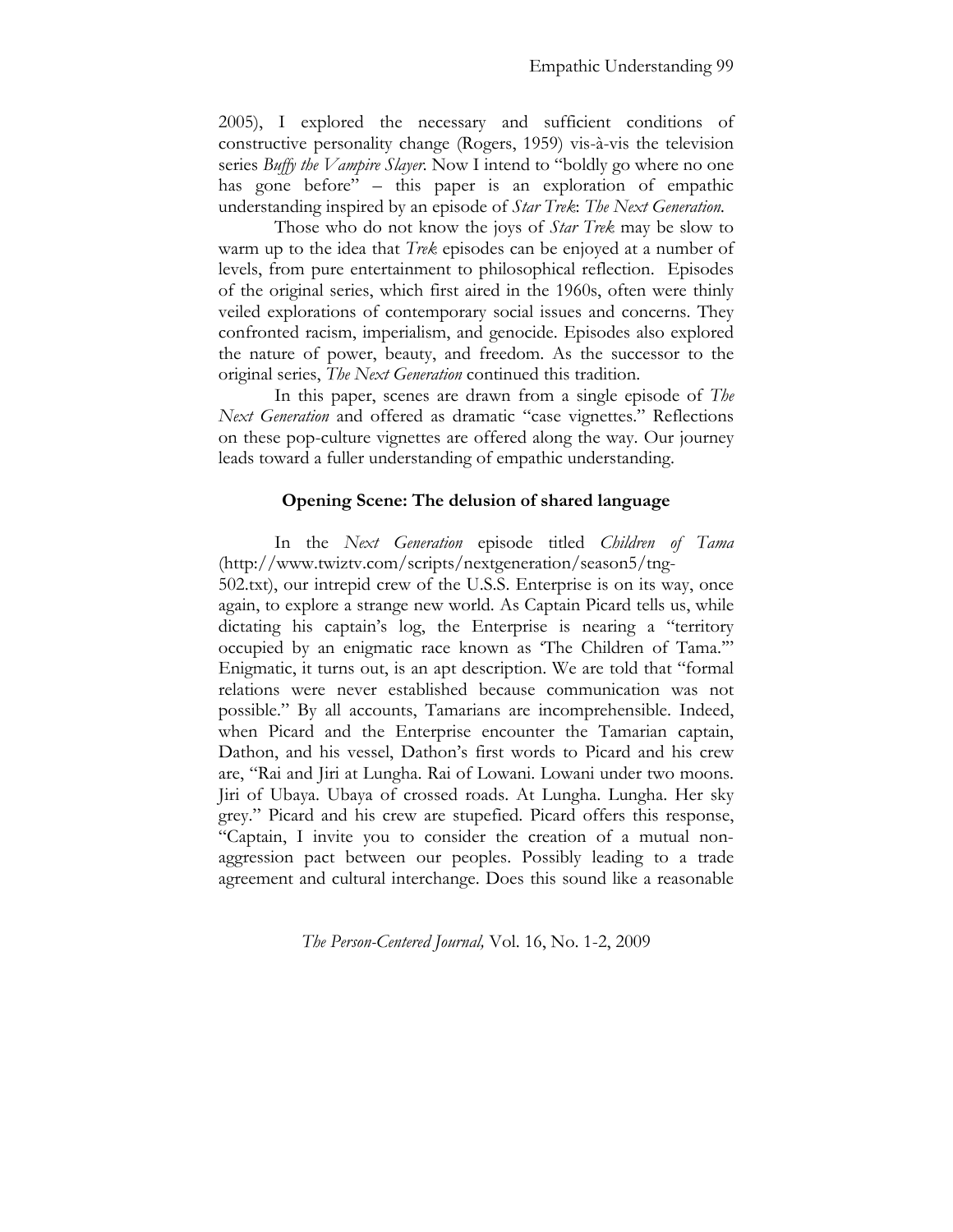2005), I explored the necessary and sufficient conditions of constructive personality change (Rogers, 1959) vis-à-vis the television series *Buffy the Vampire Slayer*. Now I intend to "boldly go where no one has gone before" – this paper is an exploration of empathic understanding inspired by an episode of *Star Trek*: *The Next Generation*.

Those who do not know the joys of *Star Trek* may be slow to warm up to the idea that *Trek* episodes can be enjoyed at a number of levels, from pure entertainment to philosophical reflection. Episodes of the original series, which first aired in the 1960s, often were thinly veiled explorations of contemporary social issues and concerns. They confronted racism, imperialism, and genocide. Episodes also explored the nature of power, beauty, and freedom. As the successor to the original series, *The Next Generation* continued this tradition.

In this paper, scenes are drawn from a single episode of *The Next Generation* and offered as dramatic "case vignettes." Reflections on these pop-culture vignettes are offered along the way. Our journey leads toward a fuller understanding of empathic understanding.

### Opening Scene: The delusion of shared language

In the *Next Generation* episode titled *Children of Tama* (http://www.twiztv.com/scripts/nextgeneration/season5/tng-502.txt), our intrepid crew of the U.S.S. Enterprise is on its way, once again, to explore a strange new world. As Captain Picard tells us, while dictating his captain's log, the Enterprise is nearing a "territory occupied by an enigmatic race known as 'The Children of Tama.'" Enigmatic, it turns out, is an apt description. We are told that "formal relations were never established because communication was not possible." By all accounts, Tamarians are incomprehensible. Indeed, when Picard and the Enterprise encounter the Tamarian captain, Dathon, and his vessel, Dathon's first words to Picard and his crew are, "Rai and Jiri at Lungha. Rai of Lowani. Lowani under two moons. Jiri of Ubaya. Ubaya of crossed roads. At Lungha. Lungha. Her sky grey." Picard and his crew are stupefied. Picard offers this response, "Captain, I invite you to consider the creation of a mutual non-aggression pact between our peoples. Possibly leading to a trade agreement and cultural interchange. Does this sound like a reasonable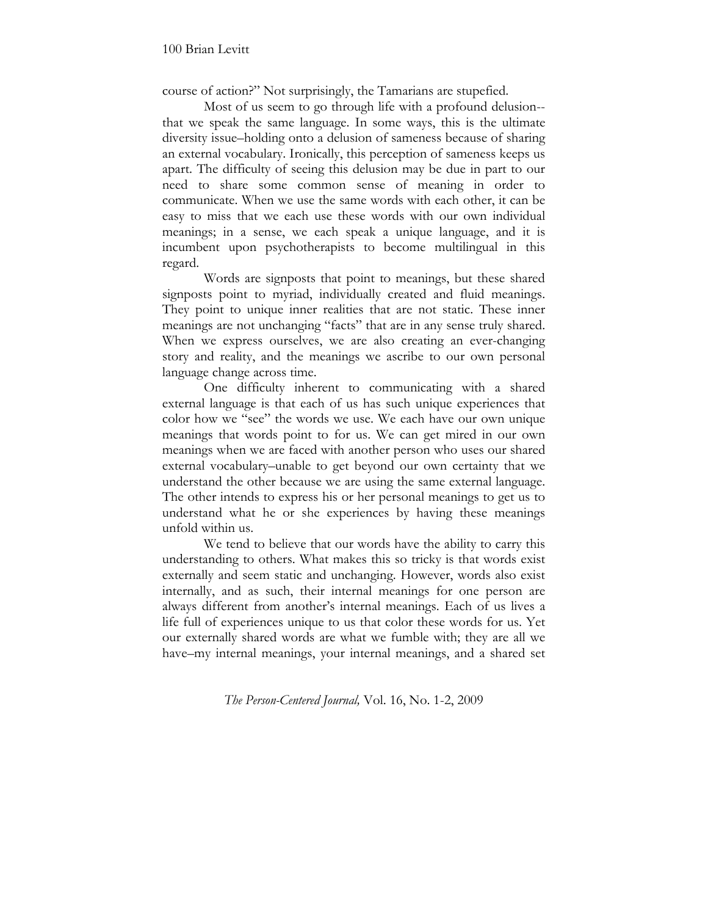course of action?" Not surprisingly, the Tamarians are stupefied.

Most of us seem to go through life with a profound delusion--that we speak the same language. In some ways, this is the ultimate diversity issue–holding onto a delusion of sameness because of sharing an external vocabulary. Ironically, this perception of sameness keeps us apart. The difficulty of seeing this delusion may be due in part to our need to share some common sense of meaning in order to communicate. When we use the same words with each other, it can be easy to miss that we each use these words with our own individual meanings; in a sense, we each speak a unique language, and it is incumbent upon psychotherapists to become multilingual in this regard.

Words are signposts that point to meanings, but these shared signposts point to myriad, individually created and fluid meanings. They point to unique inner realities that are not static. These inner meanings are not unchanging "facts" that are in any sense truly shared. When we express ourselves, we are also creating an ever-changing story and reality, and the meanings we ascribe to our own personal language change across time.

One difficulty inherent to communicating with a shared external language is that each of us has such unique experiences that color how we "see" the words we use. We each have our own unique meanings that words point to for us. We can get mired in our own meanings when we are faced with another person who uses our shared external vocabulary–unable to get beyond our own certainty that we understand the other because we are using the same external language. The other intends to express his or her personal meanings to get us to understand what he or she experiences by having these meanings unfold within us.

We tend to believe that our words have the ability to carry this understanding to others. What makes this so tricky is that words exist externally and seem static and unchanging. However, words also exist internally, and as such, their internal meanings for one person are always different from another's internal meanings. Each of us lives a life full of experiences unique to us that color these words for us. Yet our externally shared words are what we fumble with; they are all we have–my internal meanings, your internal meanings, and a shared set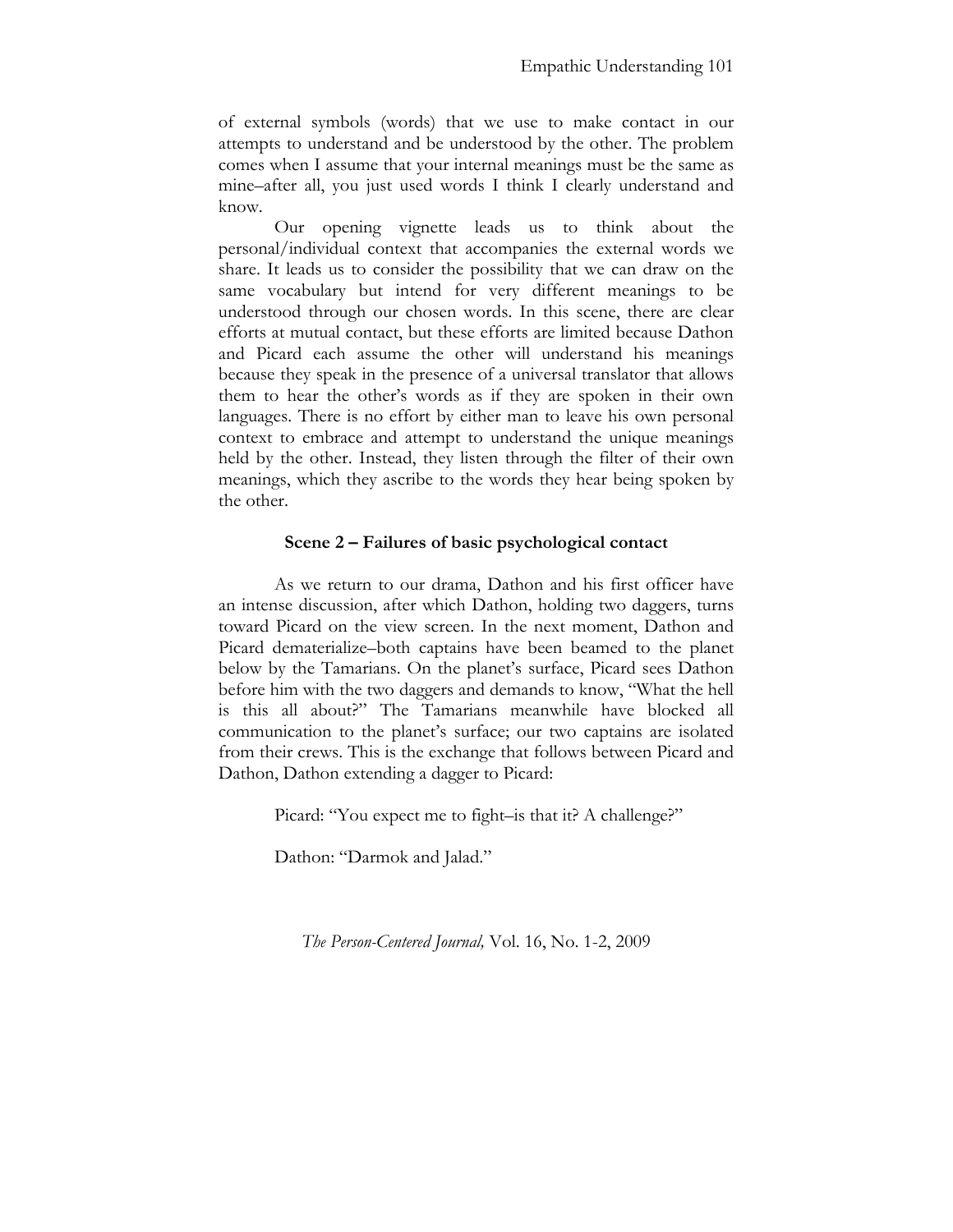of external symbols (words) that we use to make contact in our attempts to understand and be understood by the other. The problem comes when I assume that your internal meanings must be the same as mine–after all, you just used words I think I clearly understand and know.

Our opening vignette leads us to think about the personal/individual context that accompanies the external words we share. It leads us to consider the possibility that we can draw on the same vocabulary but intend for very different meanings to be understood through our chosen words. In this scene, there are clear efforts at mutual contact, but these efforts are limited because Dathon and Picard each assume the other will understand his meanings because they speak in the presence of a universal translator that allows them to hear the other's words as if they are spoken in their own languages. There is no effort by either man to leave his own personal context to embrace and attempt to understand the unique meanings held by the other. Instead, they listen through the filter of their own meanings, which they ascribe to the words they hear being spoken by the other.

### Scene 2 – Failures of basic psychological contact

As we return to our drama, Dathon and his first officer have an intense discussion, after which Dathon, holding two daggers, turns toward Picard on the view screen. In the next moment, Dathon and Picard dematerialize–both captains have been beamed to the planet below by the Tamarians. On the planet's surface, Picard sees Dathon before him with the two daggers and demands to know, "What the hell is this all about?" The Tamarians meanwhile have blocked all communication to the planet's surface; our two captains are isolated from their crews. This is the exchange that follows between Picard and Dathon, Dathon extending a dagger to Picard:

Picard: "You expect me to fight–is that it? A challenge?"

Dathon: "Darmok and Jalad."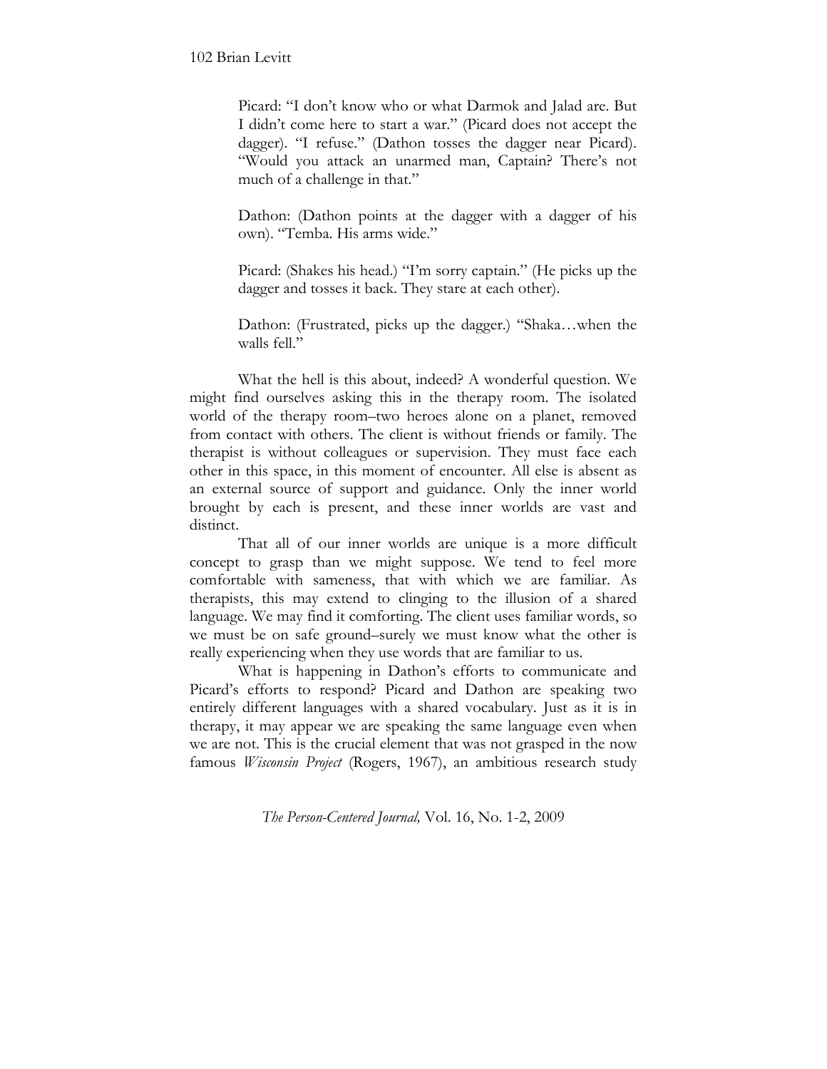Picard: "I don't know who or what Darmok and Jalad are. But I didn't come here to start a war." (Picard does not accept the dagger). "I refuse." (Dathon tosses the dagger near Picard). "Would you attack an unarmed man, Captain? There's not much of a challenge in that."

Dathon: (Dathon points at the dagger with a dagger of his own). "Temba. His arms wide."

Picard: (Shakes his head.) "I'm sorry captain." (He picks up the dagger and tosses it back. They stare at each other).

Dathon: (Frustrated, picks up the dagger.) "Shaka…when the walls fell."

What the hell is this about, indeed? A wonderful question. We might find ourselves asking this in the therapy room. The isolated world of the therapy room–two heroes alone on a planet, removed from contact with others. The client is without friends or family. The therapist is without colleagues or supervision. They must face each other in this space, in this moment of encounter. All else is absent as an external source of support and guidance. Only the inner world brought by each is present, and these inner worlds are vast and distinct.

That all of our inner worlds are unique is a more difficult concept to grasp than we might suppose. We tend to feel more comfortable with sameness, that with which we are familiar. As therapists, this may extend to clinging to the illusion of a shared language. We may find it comforting. The client uses familiar words, so we must be on safe ground–surely we must know what the other is really experiencing when they use words that are familiar to us.

What is happening in Dathon's efforts to communicate and Picard's efforts to respond? Picard and Dathon are speaking two entirely different languages with a shared vocabulary. Just as it is in therapy, it may appear we are speaking the same language even when we are not. This is the crucial element that was not grasped in the now famous *Wisconsin Project* (Rogers, 1967), an ambitious research study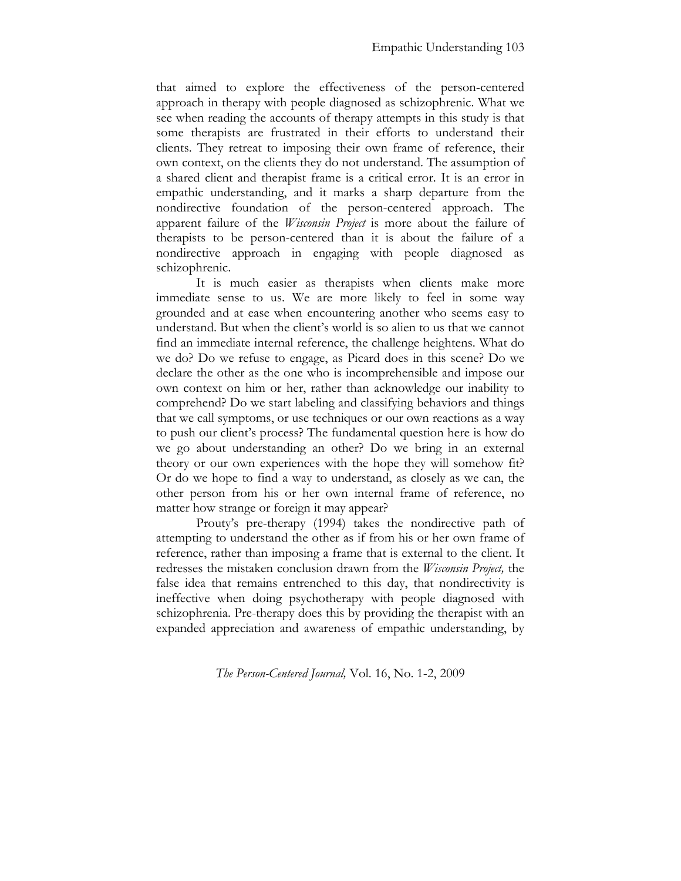that aimed to explore the effectiveness of the person-centered approach in therapy with people diagnosed as schizophrenic. What we see when reading the accounts of therapy attempts in this study is that some therapists are frustrated in their efforts to understand their clients. They retreat to imposing their own frame of reference, their own context, on the clients they do not understand. The assumption of a shared client and therapist frame is a critical error. It is an error in empathic understanding, and it marks a sharp departure from the nondirective foundation of the person-centered approach. The apparent failure of the *Wisconsin Project* is more about the failure of therapists to be person-centered than it is about the failure of a nondirective approach in engaging with people diagnosed as schizophrenic.

It is much easier as therapists when clients make more immediate sense to us. We are more likely to feel in some way grounded and at ease when encountering another who seems easy to understand. But when the client's world is so alien to us that we cannot find an immediate internal reference, the challenge heightens. What do we do? Do we refuse to engage, as Picard does in this scene? Do we declare the other as the one who is incomprehensible and impose our own context on him or her, rather than acknowledge our inability to comprehend? Do we start labeling and classifying behaviors and things that we call symptoms, or use techniques or our own reactions as a way to push our client's process? The fundamental question here is how do we go about understanding an other? Do we bring in an external theory or our own experiences with the hope they will somehow fit? Or do we hope to find a way to understand, as closely as we can, the other person from his or her own internal frame of reference, no matter how strange or foreign it may appear?

Prouty's pre-therapy (1994) takes the nondirective path of attempting to understand the other as if from his or her own frame of reference, rather than imposing a frame that is external to the client. It redresses the mistaken conclusion drawn from the *Wisconsin Project,* the false idea that remains entrenched to this day, that nondirectivity is ineffective when doing psychotherapy with people diagnosed with schizophrenia. Pre-therapy does this by providing the therapist with an expanded appreciation and awareness of empathic understanding, by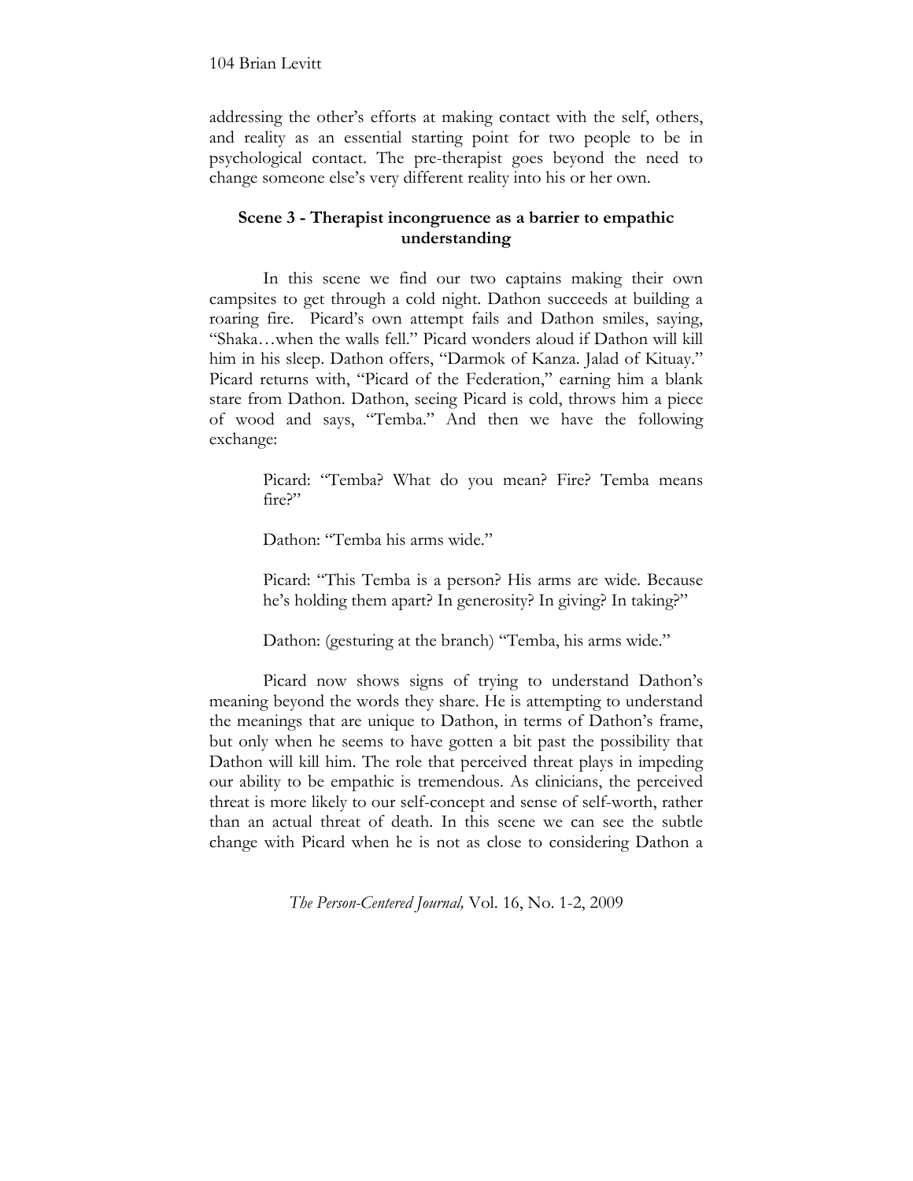addressing the other's efforts at making contact with the self, others, and reality as an essential starting point for two people to be in psychological contact. The pre-therapist goes beyond the need to change someone else's very different reality into his or her own.

### Scene 3 - Therapist incongruence as a barrier to empathic understanding

In this scene we find our two captains making their own campsites to get through a cold night. Dathon succeeds at building a roaring fire. Picard's own attempt fails and Dathon smiles, saying, "Shaka…when the walls fell." Picard wonders aloud if Dathon will kill him in his sleep. Dathon offers, "Darmok of Kanza. Jalad of Kituay." Picard returns with, "Picard of the Federation," earning him a blank stare from Dathon. Dathon, seeing Picard is cold, throws him a piece of wood and says, "Temba." And then we have the following exchange:

> Picard: "Temba? What do you mean? Fire? Temba means fire?"
>
> Dathon: "Temba his arms wide."
>
> Picard: "This Temba is a person? His arms are wide. Because he's holding them apart? In generosity? In giving? In taking?"
>
> Dathon: (gesturing at the branch) "Temba, his arms wide."

Picard now shows signs of trying to understand Dathon's meaning beyond the words they share. He is attempting to understand the meanings that are unique to Dathon, in terms of Dathon's frame, but only when he seems to have gotten a bit past the possibility that Dathon will kill him. The role that perceived threat plays in impeding our ability to be empathic is tremendous. As clinicians, the perceived threat is more likely to our self-concept and sense of self-worth, rather than an actual threat of death. In this scene we can see the subtle change with Picard when he is not as close to considering Dathon a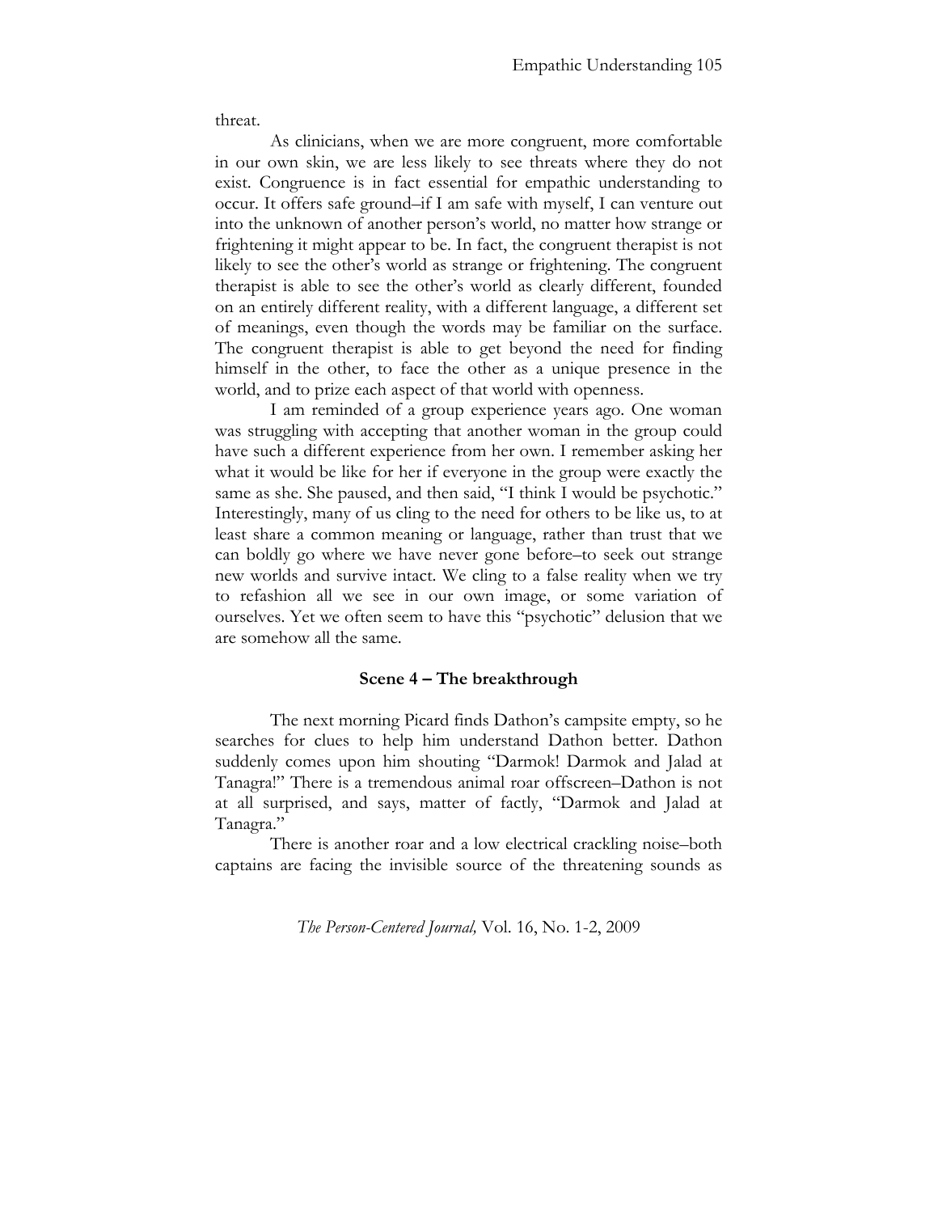threat.

As clinicians, when we are more congruent, more comfortable in our own skin, we are less likely to see threats where they do not exist. Congruence is in fact essential for empathic understanding to occur. It offers safe ground–if I am safe with myself, I can venture out into the unknown of another person's world, no matter how strange or frightening it might appear to be. In fact, the congruent therapist is not likely to see the other's world as strange or frightening. The congruent therapist is able to see the other's world as clearly different, founded on an entirely different reality, with a different language, a different set of meanings, even though the words may be familiar on the surface. The congruent therapist is able to get beyond the need for finding himself in the other, to face the other as a unique presence in the world, and to prize each aspect of that world with openness.

I am reminded of a group experience years ago. One woman was struggling with accepting that another woman in the group could have such a different experience from her own. I remember asking her what it would be like for her if everyone in the group were exactly the same as she. She paused, and then said, "I think I would be psychotic." Interestingly, many of us cling to the need for others to be like us, to at least share a common meaning or language, rather than trust that we can boldly go where we have never gone before–to seek out strange new worlds and survive intact. We cling to a false reality when we try to refashion all we see in our own image, or some variation of ourselves. Yet we often seem to have this "psychotic" delusion that we are somehow all the same.

### Scene 4 – The breakthrough

The next morning Picard finds Dathon's campsite empty, so he searches for clues to help him understand Dathon better. Dathon suddenly comes upon him shouting "Darmok! Darmok and Jalad at Tanagra!" There is a tremendous animal roar offscreen–Dathon is not at all surprised, and says, matter of factly, "Darmok and Jalad at Tanagra."

There is another roar and a low electrical crackling noise–both captains are facing the invisible source of the threatening sounds as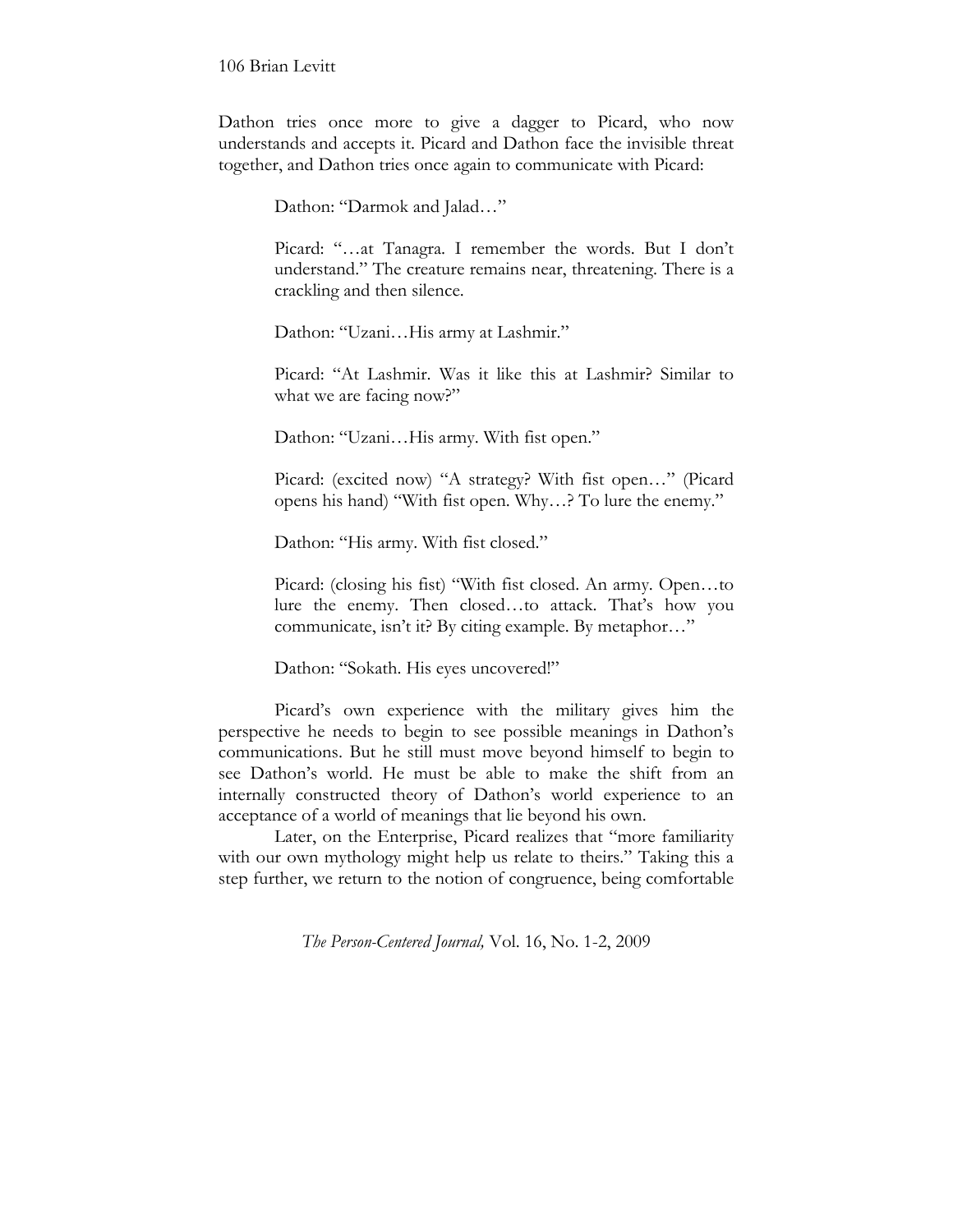Dathon tries once more to give a dagger to Picard, who now understands and accepts it. Picard and Dathon face the invisible threat together, and Dathon tries once again to communicate with Picard:

> Dathon: "Darmok and Jalad…"
>
> Picard: "…at Tanagra. I remember the words. But I don't understand." The creature remains near, threatening. There is a crackling and then silence.
>
> Dathon: "Uzani…His army at Lashmir."
>
> Picard: "At Lashmir. Was it like this at Lashmir? Similar to what we are facing now?"
>
> Dathon: "Uzani…His army. With fist open."
>
> Picard: (excited now) "A strategy? With fist open…" (Picard opens his hand) "With fist open. Why…? To lure the enemy."
>
> Dathon: "His army. With fist closed."
>
> Picard: (closing his fist) "With fist closed. An army. Open…to lure the enemy. Then closed…to attack. That's how you communicate, isn't it? By citing example. By metaphor…"
>
> Dathon: "Sokath. His eyes uncovered!"

Picard's own experience with the military gives him the perspective he needs to begin to see possible meanings in Dathon's communications. But he still must move beyond himself to begin to see Dathon's world. He must be able to make the shift from an internally constructed theory of Dathon's world experience to an acceptance of a world of meanings that lie beyond his own.

Later, on the Enterprise, Picard realizes that "more familiarity with our own mythology might help us relate to theirs." Taking this a step further, we return to the notion of congruence, being comfortable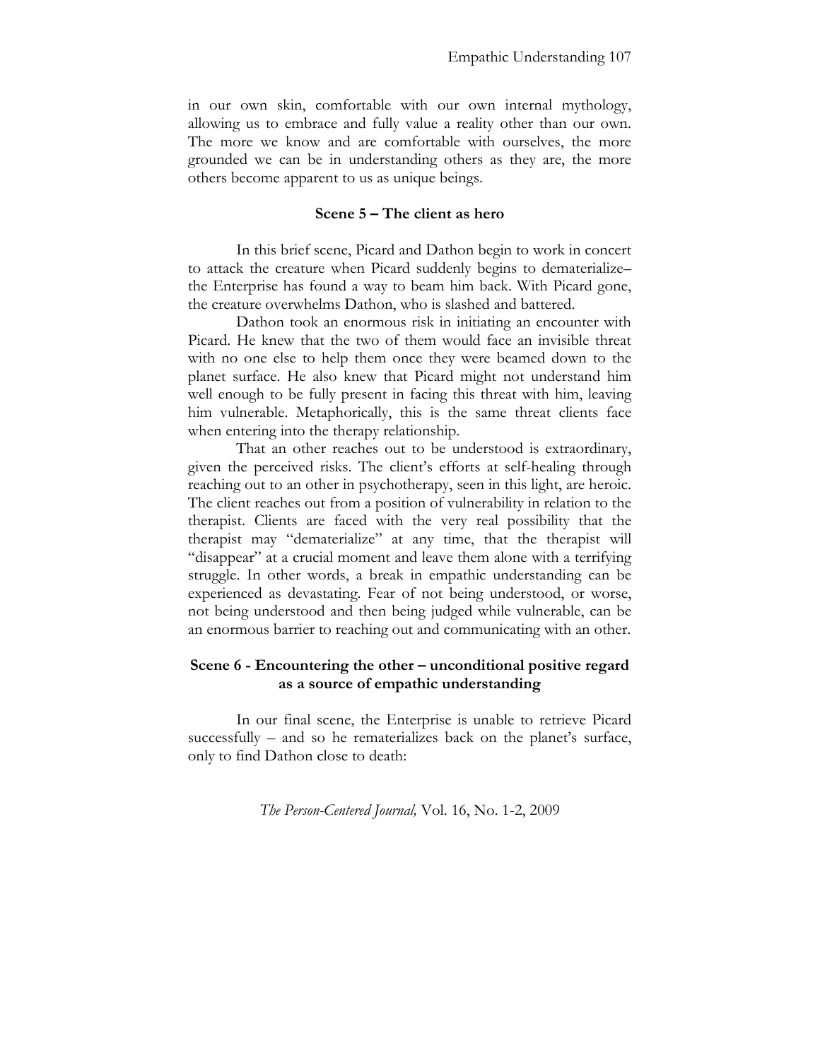in our own skin, comfortable with our own internal mythology, allowing us to embrace and fully value a reality other than our own. The more we know and are comfortable with ourselves, the more grounded we can be in understanding others as they are, the more others become apparent to us as unique beings.

### Scene 5 – The client as hero

In this brief scene, Picard and Dathon begin to work in concert to attack the creature when Picard suddenly begins to dematerialize– the Enterprise has found a way to beam him back. With Picard gone, the creature overwhelms Dathon, who is slashed and battered.

Dathon took an enormous risk in initiating an encounter with Picard. He knew that the two of them would face an invisible threat with no one else to help them once they were beamed down to the planet surface. He also knew that Picard might not understand him well enough to be fully present in facing this threat with him, leaving him vulnerable. Metaphorically, this is the same threat clients face when entering into the therapy relationship.

That an other reaches out to be understood is extraordinary, given the perceived risks. The client's efforts at self-healing through reaching out to an other in psychotherapy, seen in this light, are heroic. The client reaches out from a position of vulnerability in relation to the therapist. Clients are faced with the very real possibility that the therapist may "dematerialize" at any time, that the therapist will "disappear" at a crucial moment and leave them alone with a terrifying struggle. In other words, a break in empathic understanding can be experienced as devastating. Fear of not being understood, or worse, not being understood and then being judged while vulnerable, can be an enormous barrier to reaching out and communicating with an other.

### Scene 6 - Encountering the other – unconditional positive regard as a source of empathic understanding

In our final scene, the Enterprise is unable to retrieve Picard successfully – and so he rematerializes back on the planet's surface, only to find Dathon close to death: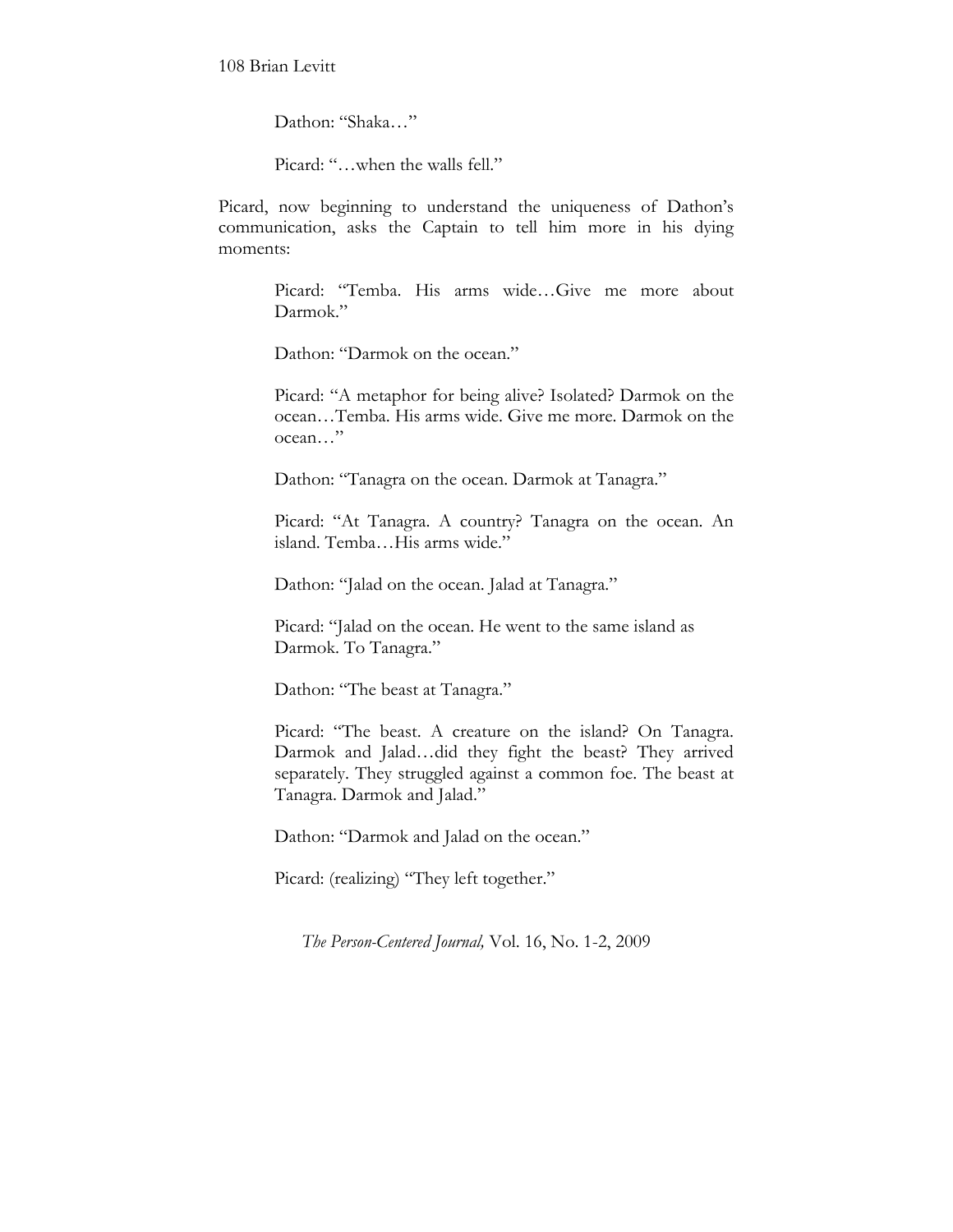Dathon: "Shaka…"

Picard: "…when the walls fell."

Picard, now beginning to understand the uniqueness of Dathon's communication, asks the Captain to tell him more in his dying moments:

> Picard: "Temba. His arms wide…Give me more about Darmok."
>
> Dathon: "Darmok on the ocean."
>
> Picard: "A metaphor for being alive? Isolated? Darmok on the ocean…Temba. His arms wide. Give me more. Darmok on the ocean…"
>
> Dathon: "Tanagra on the ocean. Darmok at Tanagra."
>
> Picard: "At Tanagra. A country? Tanagra on the ocean. An island. Temba…His arms wide."
>
> Dathon: "Jalad on the ocean. Jalad at Tanagra."
>
> Picard: "Jalad on the ocean. He went to the same island as Darmok. To Tanagra."
>
> Dathon: "The beast at Tanagra."
>
> Picard: "The beast. A creature on the island? On Tanagra. Darmok and Jalad…did they fight the beast? They arrived separately. They struggled against a common foe. The beast at Tanagra. Darmok and Jalad."
>
> Dathon: "Darmok and Jalad on the ocean."
>
> Picard: (realizing) "They left together."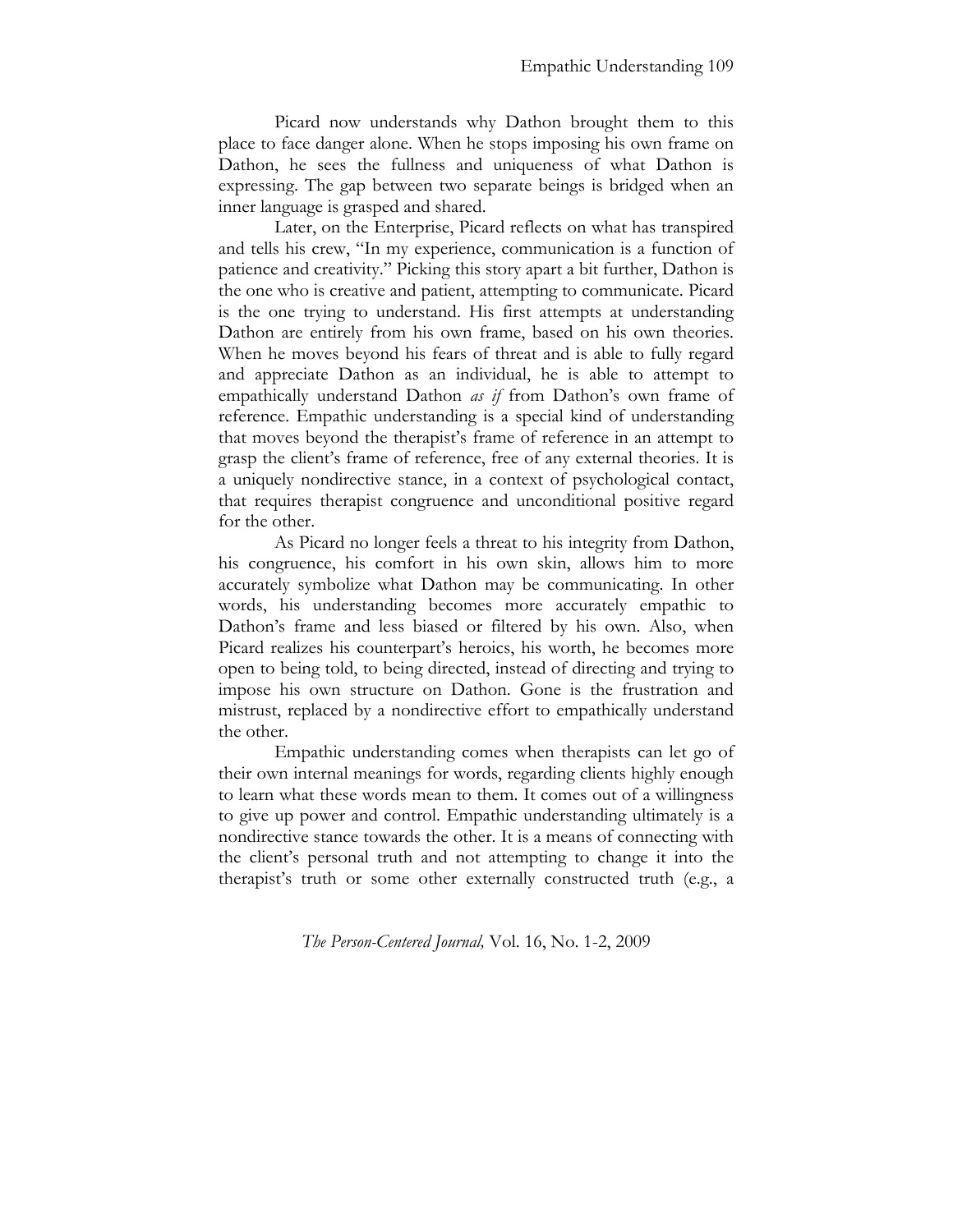Picard now understands why Dathon brought them to this place to face danger alone. When he stops imposing his own frame on Dathon, he sees the fullness and uniqueness of what Dathon is expressing. The gap between two separate beings is bridged when an inner language is grasped and shared.

Later, on the Enterprise, Picard reflects on what has transpired and tells his crew, "In my experience, communication is a function of patience and creativity." Picking this story apart a bit further, Dathon is the one who is creative and patient, attempting to communicate. Picard is the one trying to understand. His first attempts at understanding Dathon are entirely from his own frame, based on his own theories. When he moves beyond his fears of threat and is able to fully regard and appreciate Dathon as an individual, he is able to attempt to empathically understand Dathon *as if* from Dathon's own frame of reference. Empathic understanding is a special kind of understanding that moves beyond the therapist's frame of reference in an attempt to grasp the client's frame of reference, free of any external theories. It is a uniquely nondirective stance, in a context of psychological contact, that requires therapist congruence and unconditional positive regard for the other.

As Picard no longer feels a threat to his integrity from Dathon, his congruence, his comfort in his own skin, allows him to more accurately symbolize what Dathon may be communicating. In other words, his understanding becomes more accurately empathic to Dathon's frame and less biased or filtered by his own. Also, when Picard realizes his counterpart's heroics, his worth, he becomes more open to being told, to being directed, instead of directing and trying to impose his own structure on Dathon. Gone is the frustration and mistrust, replaced by a nondirective effort to empathically understand the other.

Empathic understanding comes when therapists can let go of their own internal meanings for words, regarding clients highly enough to learn what these words mean to them. It comes out of a willingness to give up power and control. Empathic understanding ultimately is a nondirective stance towards the other. It is a means of connecting with the client's personal truth and not attempting to change it into the therapist's truth or some other externally constructed truth (e.g., a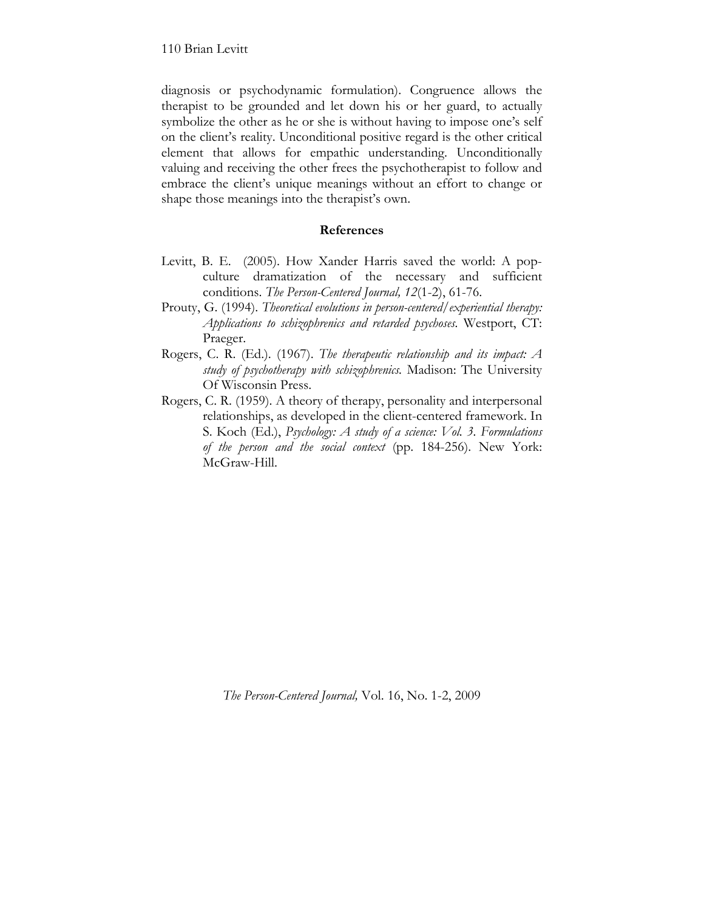diagnosis or psychodynamic formulation). Congruence allows the therapist to be grounded and let down his or her guard, to actually symbolize the other as he or she is without having to impose one's self on the client's reality. Unconditional positive regard is the other critical element that allows for empathic understanding. Unconditionally valuing and receiving the other frees the psychotherapist to follow and embrace the client's unique meanings without an effort to change or shape those meanings into the therapist's own.

## References

Levitt, B. E. (2005). How Xander Harris saved the world: A pop-culture dramatization of the necessary and sufficient conditions. *The Person-Centered Journal, 12*(1-2), 61-76.

Prouty, G. (1994). *Theoretical evolutions in person-centered/experiential therapy: Applications to schizophrenics and retarded psychoses.* Westport, CT: Praeger.

Rogers, C. R. (Ed.). (1967). *The therapeutic relationship and its impact: A study of psychotherapy with schizophrenics.* Madison: The University Of Wisconsin Press.

Rogers, C. R. (1959). A theory of therapy, personality and interpersonal relationships, as developed in the client-centered framework. In S. Koch (Ed.), *Psychology: A study of a science: Vol. 3. Formulations of the person and the social context* (pp. 184-256). New York: McGraw-Hill.